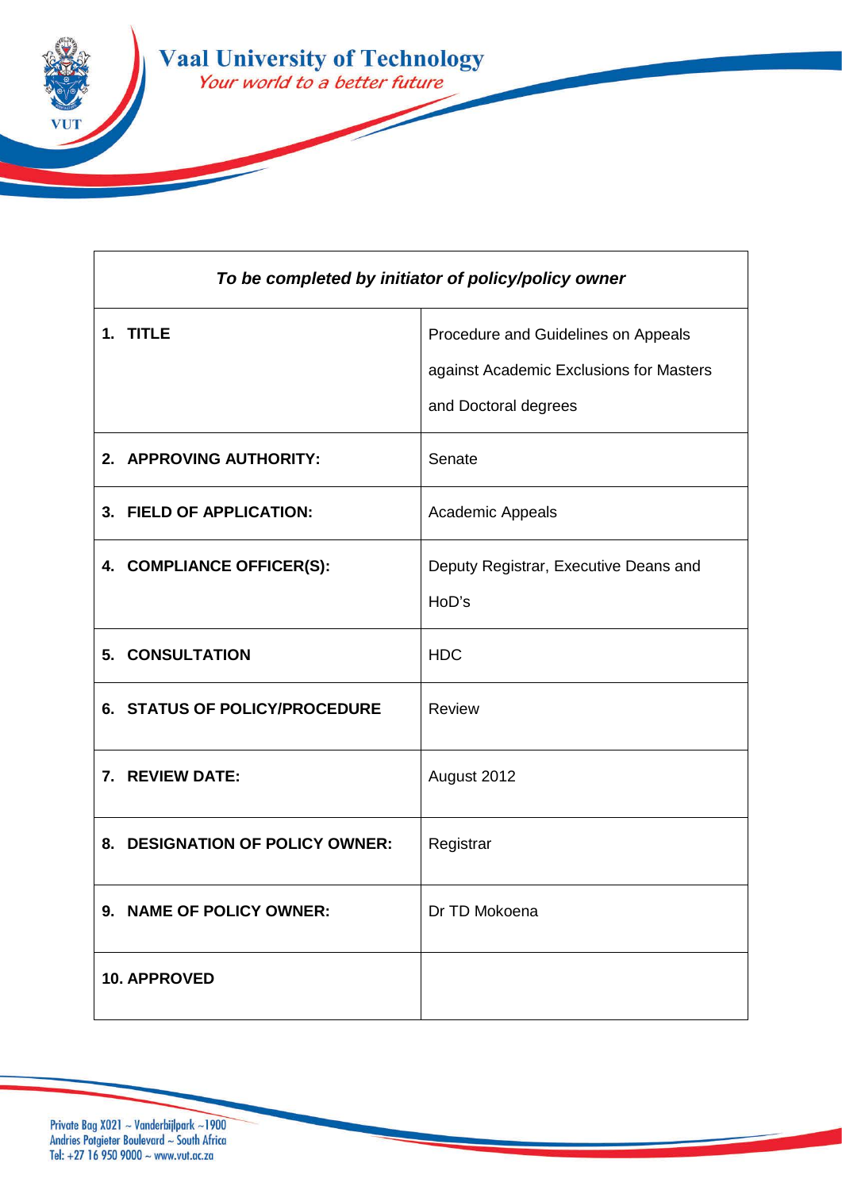# Vaal University of Technology

*Your world to a better future*

| *To be completed by initiator of policy/policy owner* | |
|---|---|
| **1. TITLE** | Procedure and Guidelines on Appeals against Academic Exclusions for Masters and Doctoral degrees |
| **2. APPROVING AUTHORITY:** | Senate |
| **3. FIELD OF APPLICATION:** | Academic Appeals |
| **4. COMPLIANCE OFFICER(S):** | Deputy Registrar, Executive Deans and HoD's |
| **5. CONSULTATION** | HDC |
| **6. STATUS OF POLICY/PROCEDURE** | Review |
| **7. REVIEW DATE:** | August 2012 |
| **8. DESIGNATION OF POLICY OWNER:** | Registrar |
| **9. NAME OF POLICY OWNER:** | Dr TD Mokoena |
| **10. APPROVED** | |

Private Bag X021 ~ Vanderbijlpark ~1900
Andries Potgieter Boulevard ~ South Africa
Tel: +27 16 950 9000 ~ www.vut.ac.za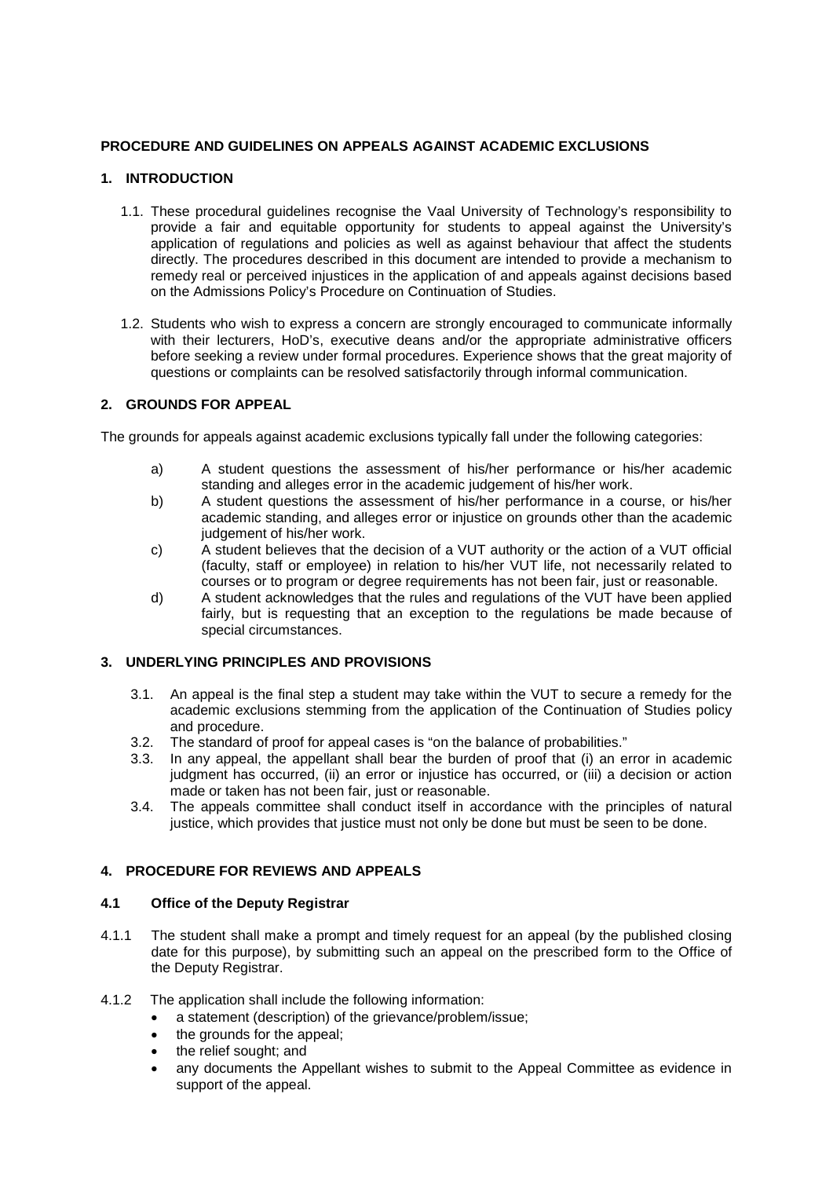**PROCEDURE AND GUIDELINES ON APPEALS AGAINST ACADEMIC EXCLUSIONS**

**1. INTRODUCTION**

1.1. These procedural guidelines recognise the Vaal University of Technology's responsibility to provide a fair and equitable opportunity for students to appeal against the University's application of regulations and policies as well as against behaviour that affect the students directly. The procedures described in this document are intended to provide a mechanism to remedy real or perceived injustices in the application of and appeals against decisions based on the Admissions Policy's Procedure on Continuation of Studies.

1.2. Students who wish to express a concern are strongly encouraged to communicate informally with their lecturers, HoD's, executive deans and/or the appropriate administrative officers before seeking a review under formal procedures. Experience shows that the great majority of questions or complaints can be resolved satisfactorily through informal communication.

**2. GROUNDS FOR APPEAL**

The grounds for appeals against academic exclusions typically fall under the following categories:

a) A student questions the assessment of his/her performance or his/her academic standing and alleges error in the academic judgement of his/her work.

b) A student questions the assessment of his/her performance in a course, or his/her academic standing, and alleges error or injustice on grounds other than the academic judgement of his/her work.

c) A student believes that the decision of a VUT authority or the action of a VUT official (faculty, staff or employee) in relation to his/her VUT life, not necessarily related to courses or to program or degree requirements has not been fair, just or reasonable.

d) A student acknowledges that the rules and regulations of the VUT have been applied fairly, but is requesting that an exception to the regulations be made because of special circumstances.

**3. UNDERLYING PRINCIPLES AND PROVISIONS**

3.1. An appeal is the final step a student may take within the VUT to secure a remedy for the academic exclusions stemming from the application of the Continuation of Studies policy and procedure.

3.2. The standard of proof for appeal cases is "on the balance of probabilities."

3.3. In any appeal, the appellant shall bear the burden of proof that (i) an error in academic judgment has occurred, (ii) an error or injustice has occurred, or (iii) a decision or action made or taken has not been fair, just or reasonable.

3.4. The appeals committee shall conduct itself in accordance with the principles of natural justice, which provides that justice must not only be done but must be seen to be done.

**4. PROCEDURE FOR REVIEWS AND APPEALS**

**4.1 Office of the Deputy Registrar**

4.1.1 The student shall make a prompt and timely request for an appeal (by the published closing date for this purpose), by submitting such an appeal on the prescribed form to the Office of the Deputy Registrar.

4.1.2 The application shall include the following information:

- a statement (description) of the grievance/problem/issue;
- the grounds for the appeal;
- the relief sought; and
- any documents the Appellant wishes to submit to the Appeal Committee as evidence in support of the appeal.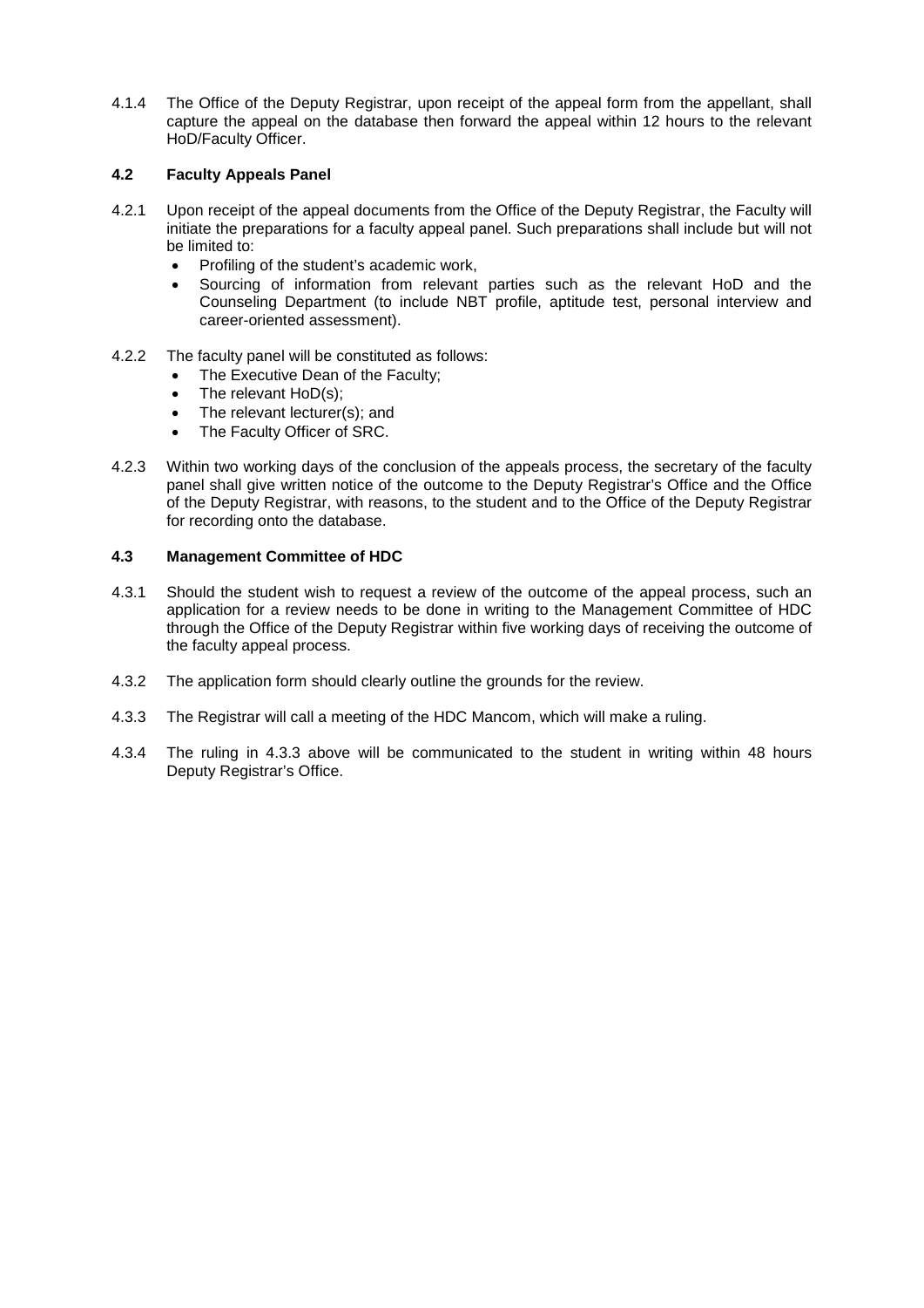4.1.4 The Office of the Deputy Registrar, upon receipt of the appeal form from the appellant, shall capture the appeal on the database then forward the appeal within 12 hours to the relevant HoD/Faculty Officer.

### 4.2 Faculty Appeals Panel

4.2.1 Upon receipt of the appeal documents from the Office of the Deputy Registrar, the Faculty will initiate the preparations for a faculty appeal panel. Such preparations shall include but will not be limited to:

- Profiling of the student's academic work,
- Sourcing of information from relevant parties such as the relevant HoD and the Counseling Department (to include NBT profile, aptitude test, personal interview and career-oriented assessment).

4.2.2 The faculty panel will be constituted as follows:

- The Executive Dean of the Faculty;
- The relevant HoD(s);
- The relevant lecturer(s); and
- The Faculty Officer of SRC.

4.2.3 Within two working days of the conclusion of the appeals process, the secretary of the faculty panel shall give written notice of the outcome to the Deputy Registrar's Office and the Office of the Deputy Registrar, with reasons, to the student and to the Office of the Deputy Registrar for recording onto the database.

### 4.3 Management Committee of HDC

4.3.1 Should the student wish to request a review of the outcome of the appeal process, such an application for a review needs to be done in writing to the Management Committee of HDC through the Office of the Deputy Registrar within five working days of receiving the outcome of the faculty appeal process.

4.3.2 The application form should clearly outline the grounds for the review.

4.3.3 The Registrar will call a meeting of the HDC Mancom, which will make a ruling.

4.3.4 The ruling in 4.3.3 above will be communicated to the student in writing within 48 hours Deputy Registrar's Office.